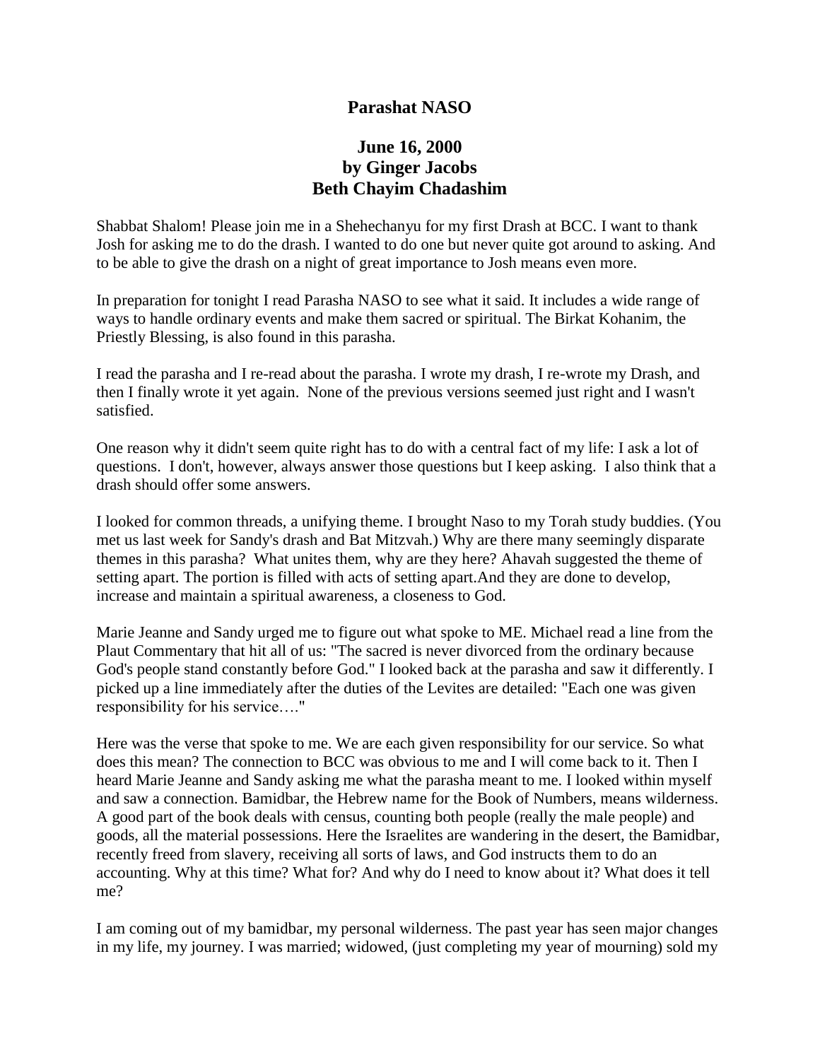# Parashat NASO

## June 16, 2000
## by Ginger Jacobs
## Beth Chayim Chadashim

Shabbat Shalom! Please join me in a Shehechanyu for my first Drash at BCC. I want to thank Josh for asking me to do the drash. I wanted to do one but never quite got around to asking. And to be able to give the drash on a night of great importance to Josh means even more.

In preparation for tonight I read Parasha NASO to see what it said. It includes a wide range of ways to handle ordinary events and make them sacred or spiritual. The Birkat Kohanim, the Priestly Blessing, is also found in this parasha.

I read the parasha and I re-read about the parasha. I wrote my drash, I re-wrote my Drash, and then I finally wrote it yet again. None of the previous versions seemed just right and I wasn't satisfied.

One reason why it didn't seem quite right has to do with a central fact of my life: I ask a lot of questions. I don't, however, always answer those questions but I keep asking. I also think that a drash should offer some answers.

I looked for common threads, a unifying theme. I brought Naso to my Torah study buddies. (You met us last week for Sandy's drash and Bat Mitzvah.) Why are there many seemingly disparate themes in this parasha? What unites them, why are they here? Ahavah suggested the theme of setting apart. The portion is filled with acts of setting apart.And they are done to develop, increase and maintain a spiritual awareness, a closeness to God.

Marie Jeanne and Sandy urged me to figure out what spoke to ME. Michael read a line from the Plaut Commentary that hit all of us: "The sacred is never divorced from the ordinary because God's people stand constantly before God." I looked back at the parasha and saw it differently. I picked up a line immediately after the duties of the Levites are detailed: "Each one was given responsibility for his service…."

Here was the verse that spoke to me. We are each given responsibility for our service. So what does this mean? The connection to BCC was obvious to me and I will come back to it. Then I heard Marie Jeanne and Sandy asking me what the parasha meant to me. I looked within myself and saw a connection. Bamidbar, the Hebrew name for the Book of Numbers, means wilderness. A good part of the book deals with census, counting both people (really the male people) and goods, all the material possessions. Here the Israelites are wandering in the desert, the Bamidbar, recently freed from slavery, receiving all sorts of laws, and God instructs them to do an accounting. Why at this time? What for? And why do I need to know about it? What does it tell me?

I am coming out of my bamidbar, my personal wilderness. The past year has seen major changes in my life, my journey. I was married; widowed, (just completing my year of mourning) sold my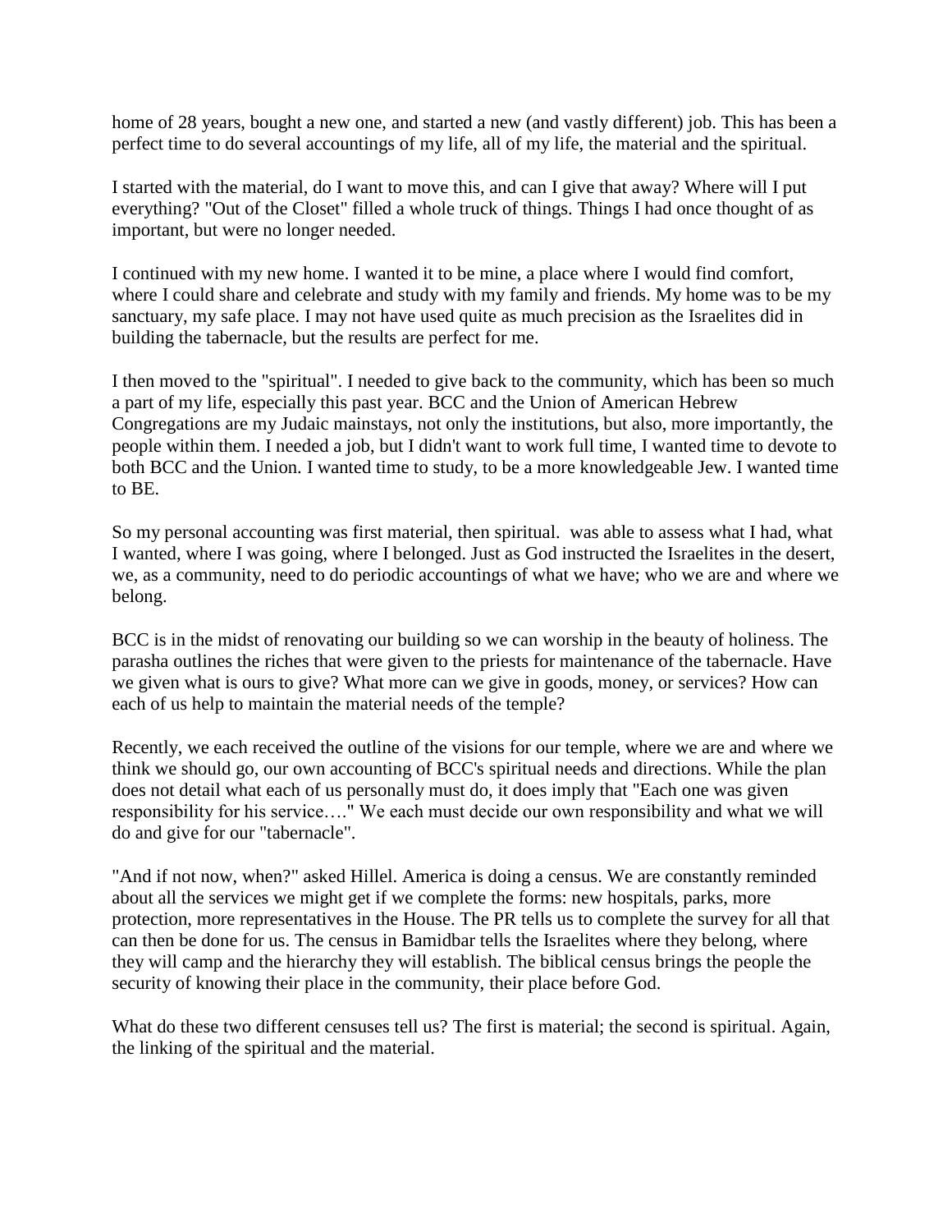home of 28 years, bought a new one, and started a new (and vastly different) job. This has been a perfect time to do several accountings of my life, all of my life, the material and the spiritual.

I started with the material, do I want to move this, and can I give that away? Where will I put everything? "Out of the Closet" filled a whole truck of things. Things I had once thought of as important, but were no longer needed.

I continued with my new home. I wanted it to be mine, a place where I would find comfort, where I could share and celebrate and study with my family and friends. My home was to be my sanctuary, my safe place. I may not have used quite as much precision as the Israelites did in building the tabernacle, but the results are perfect for me.

I then moved to the "spiritual". I needed to give back to the community, which has been so much a part of my life, especially this past year. BCC and the Union of American Hebrew Congregations are my Judaic mainstays, not only the institutions, but also, more importantly, the people within them. I needed a job, but I didn't want to work full time, I wanted time to devote to both BCC and the Union. I wanted time to study, to be a more knowledgeable Jew. I wanted time to BE.

So my personal accounting was first material, then spiritual. was able to assess what I had, what I wanted, where I was going, where I belonged. Just as God instructed the Israelites in the desert, we, as a community, need to do periodic accountings of what we have; who we are and where we belong.

BCC is in the midst of renovating our building so we can worship in the beauty of holiness. The parasha outlines the riches that were given to the priests for maintenance of the tabernacle. Have we given what is ours to give? What more can we give in goods, money, or services? How can each of us help to maintain the material needs of the temple?

Recently, we each received the outline of the visions for our temple, where we are and where we think we should go, our own accounting of BCC's spiritual needs and directions. While the plan does not detail what each of us personally must do, it does imply that "Each one was given responsibility for his service…." We each must decide our own responsibility and what we will do and give for our "tabernacle".

"And if not now, when?" asked Hillel. America is doing a census. We are constantly reminded about all the services we might get if we complete the forms: new hospitals, parks, more protection, more representatives in the House. The PR tells us to complete the survey for all that can then be done for us. The census in Bamidbar tells the Israelites where they belong, where they will camp and the hierarchy they will establish. The biblical census brings the people the security of knowing their place in the community, their place before God.

What do these two different censuses tell us? The first is material; the second is spiritual. Again, the linking of the spiritual and the material.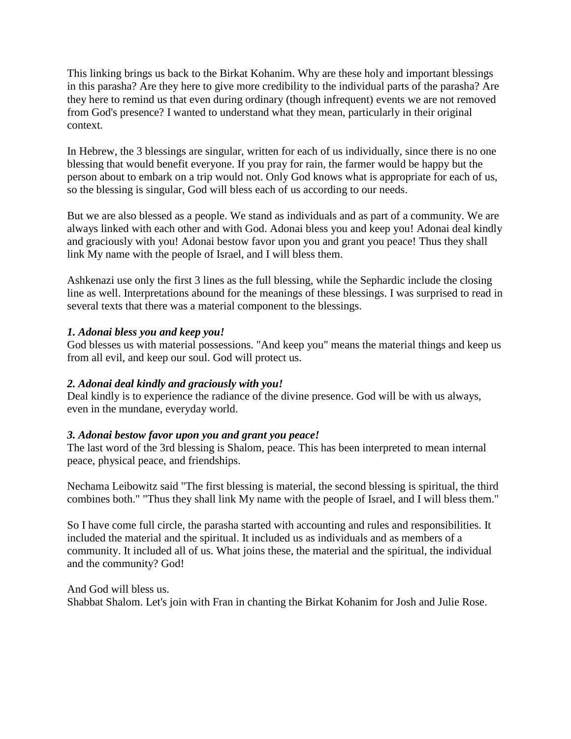This linking brings us back to the Birkat Kohanim. Why are these holy and important blessings in this parasha? Are they here to give more credibility to the individual parts of the parasha? Are they here to remind us that even during ordinary (though infrequent) events we are not removed from God's presence? I wanted to understand what they mean, particularly in their original context.

In Hebrew, the 3 blessings are singular, written for each of us individually, since there is no one blessing that would benefit everyone. If you pray for rain, the farmer would be happy but the person about to embark on a trip would not. Only God knows what is appropriate for each of us, so the blessing is singular, God will bless each of us according to our needs.

But we are also blessed as a people. We stand as individuals and as part of a community. We are always linked with each other and with God. Adonai bless you and keep you! Adonai deal kindly and graciously with you! Adonai bestow favor upon you and grant you peace! Thus they shall link My name with the people of Israel, and I will bless them.

Ashkenazi use only the first 3 lines as the full blessing, while the Sephardic include the closing line as well. Interpretations abound for the meanings of these blessings. I was surprised to read in several texts that there was a material component to the blessings.

***1. Adonai bless you and keep you!***
God blesses us with material possessions. "And keep you" means the material things and keep us from all evil, and keep our soul. God will protect us.

***2. Adonai deal kindly and graciously with you!***
Deal kindly is to experience the radiance of the divine presence. God will be with us always, even in the mundane, everyday world.

***3. Adonai bestow favor upon you and grant you peace!***
The last word of the 3rd blessing is Shalom, peace. This has been interpreted to mean internal peace, physical peace, and friendships.

Nechama Leibowitz said "The first blessing is material, the second blessing is spiritual, the third combines both." "Thus they shall link My name with the people of Israel, and I will bless them."

So I have come full circle, the parasha started with accounting and rules and responsibilities. It included the material and the spiritual. It included us as individuals and as members of a community. It included all of us. What joins these, the material and the spiritual, the individual and the community? God!

And God will bless us.
Shabbat Shalom. Let's join with Fran in chanting the Birkat Kohanim for Josh and Julie Rose.